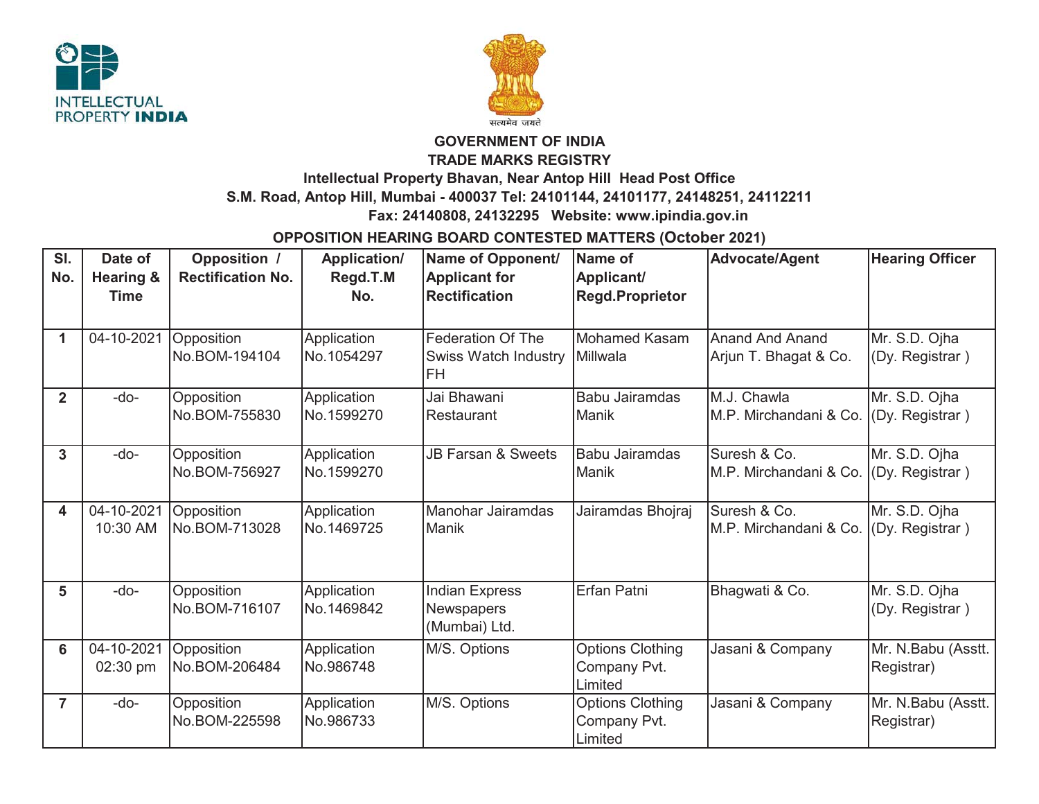**GOVERNMENT OF INDIA**

**TRADE MARKS REGISTRY**

**Intellectual Property Bhavan, Near Antop Hill Head Post Office**

**S.M. Road, Antop Hill, Mumbai - 400037 Tel: 24101144, 24101177, 24148251, 24112211**

**Fax: 24140808, 24132295 Website: www.ipindia.gov.in**

## OPPOSITION HEARING BOARD CONTESTED MATTERS (October 2021)

| Sl. No. | Date of Hearing & Time | Opposition / Rectification No. | Application/ Regd.T.M No. | Name of Opponent/ Applicant for Rectification | Name of Applicant/ Regd.Proprietor | Advocate/Agent | Hearing Officer |
|---|---|---|---|---|---|---|---|
| 1 | 04-10-2021 | Opposition No.BOM-194104 | Application No.1054297 | Federation Of The Swiss Watch Industry FH | Mohamed Kasam Millwala | Anand And Anand Arjun T. Bhagat & Co. | Mr. S.D. Ojha (Dy. Registrar ) |
| 2 | -do- | Opposition No.BOM-755830 | Application No.1599270 | Jai Bhawani Restaurant | Babu Jairamdas Manik | M.J. Chawla M.P. Mirchandani & Co. | Mr. S.D. Ojha (Dy. Registrar ) |
| 3 | -do- | Opposition No.BOM-756927 | Application No.1599270 | JB Farsan & Sweets | Babu Jairamdas Manik | Suresh & Co. M.P. Mirchandani & Co. | Mr. S.D. Ojha (Dy. Registrar ) |
| 4 | 04-10-2021 10:30 AM | Opposition No.BOM-713028 | Application No.1469725 | Manohar Jairamdas Manik | Jairamdas Bhojraj | Suresh & Co. M.P. Mirchandani & Co. | Mr. S.D. Ojha (Dy. Registrar ) |
| 5 | -do- | Opposition No.BOM-716107 | Application No.1469842 | Indian Express Newspapers (Mumbai) Ltd. | Erfan Patni | Bhagwati & Co. | Mr. S.D. Ojha (Dy. Registrar ) |
| 6 | 04-10-2021 02:30 pm | Opposition No.BOM-206484 | Application No.986748 | M/S. Options | Options Clothing Company Pvt. Limited | Jasani & Company | Mr. N.Babu (Asstt. Registrar) |
| 7 | -do- | Opposition No.BOM-225598 | Application No.986733 | M/S. Options | Options Clothing Company Pvt. Limited | Jasani & Company | Mr. N.Babu (Asstt. Registrar) |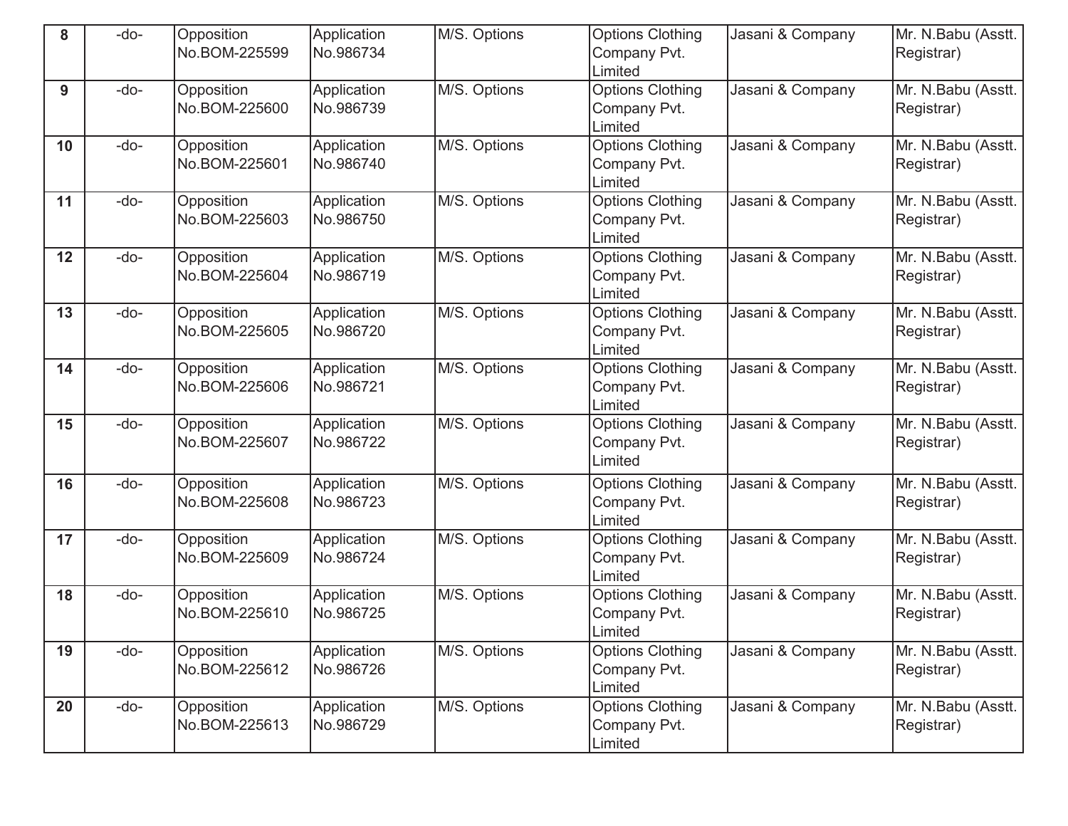| | | | | | | | |
|---|---|---|---|---|---|---|---|
| **8** | -do- | Opposition No.BOM-225599 | Application No.986734 | M/S. Options | Options Clothing Company Pvt. Limited | Jasani & Company | Mr. N.Babu (Asstt. Registrar) |
| **9** | -do- | Opposition No.BOM-225600 | Application No.986739 | M/S. Options | Options Clothing Company Pvt. Limited | Jasani & Company | Mr. N.Babu (Asstt. Registrar) |
| **10** | -do- | Opposition No.BOM-225601 | Application No.986740 | M/S. Options | Options Clothing Company Pvt. Limited | Jasani & Company | Mr. N.Babu (Asstt. Registrar) |
| **11** | -do- | Opposition No.BOM-225603 | Application No.986750 | M/S. Options | Options Clothing Company Pvt. Limited | Jasani & Company | Mr. N.Babu (Asstt. Registrar) |
| **12** | -do- | Opposition No.BOM-225604 | Application No.986719 | M/S. Options | Options Clothing Company Pvt. Limited | Jasani & Company | Mr. N.Babu (Asstt. Registrar) |
| **13** | -do- | Opposition No.BOM-225605 | Application No.986720 | M/S. Options | Options Clothing Company Pvt. Limited | Jasani & Company | Mr. N.Babu (Asstt. Registrar) |
| **14** | -do- | Opposition No.BOM-225606 | Application No.986721 | M/S. Options | Options Clothing Company Pvt. Limited | Jasani & Company | Mr. N.Babu (Asstt. Registrar) |
| **15** | -do- | Opposition No.BOM-225607 | Application No.986722 | M/S. Options | Options Clothing Company Pvt. Limited | Jasani & Company | Mr. N.Babu (Asstt. Registrar) |
| **16** | -do- | Opposition No.BOM-225608 | Application No.986723 | M/S. Options | Options Clothing Company Pvt. Limited | Jasani & Company | Mr. N.Babu (Asstt. Registrar) |
| **17** | -do- | Opposition No.BOM-225609 | Application No.986724 | M/S. Options | Options Clothing Company Pvt. Limited | Jasani & Company | Mr. N.Babu (Asstt. Registrar) |
| **18** | -do- | Opposition No.BOM-225610 | Application No.986725 | M/S. Options | Options Clothing Company Pvt. Limited | Jasani & Company | Mr. N.Babu (Asstt. Registrar) |
| **19** | -do- | Opposition No.BOM-225612 | Application No.986726 | M/S. Options | Options Clothing Company Pvt. Limited | Jasani & Company | Mr. N.Babu (Asstt. Registrar) |
| **20** | -do- | Opposition No.BOM-225613 | Application No.986729 | M/S. Options | Options Clothing Company Pvt. Limited | Jasani & Company | Mr. N.Babu (Asstt. Registrar) |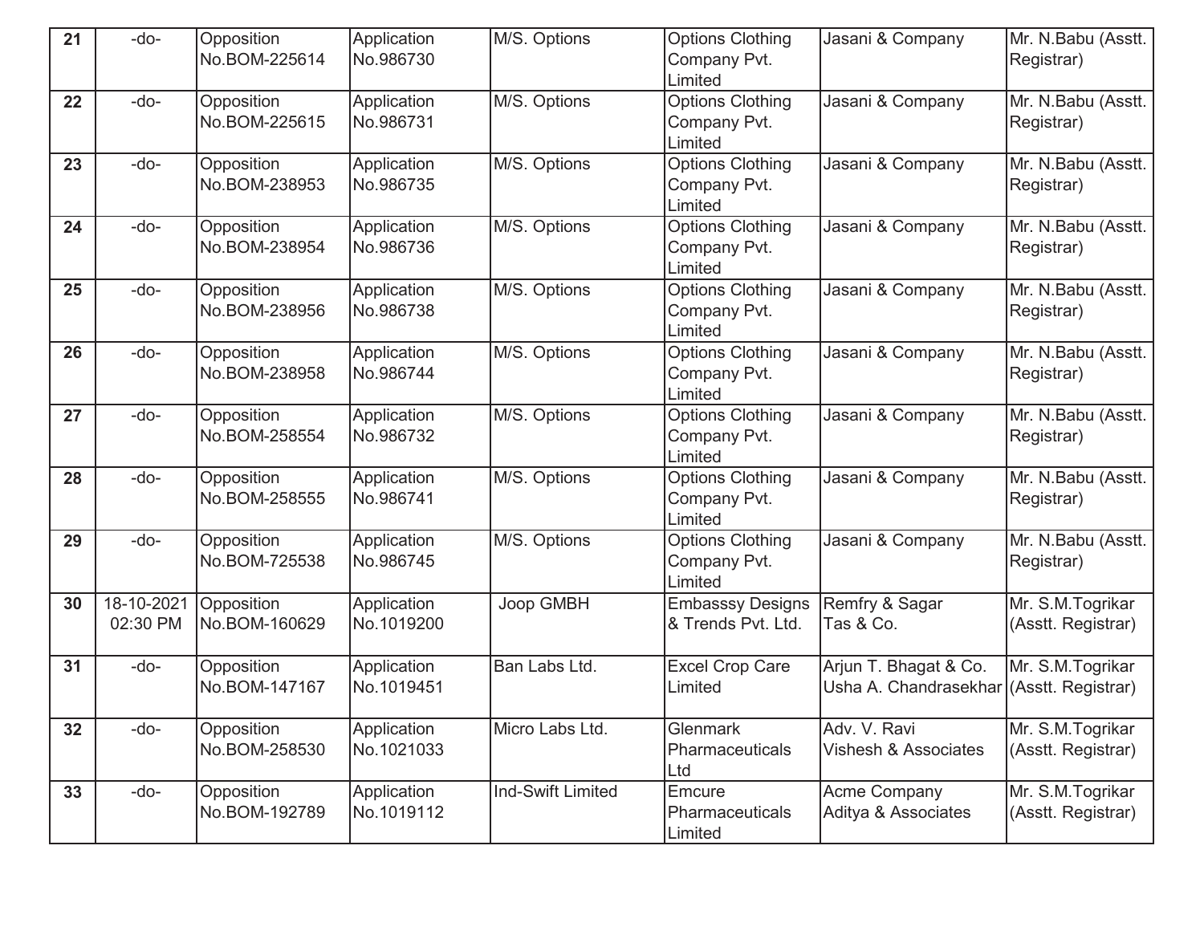| 21 | -do- | Opposition No.BOM-225614 | Application No.986730 | M/S. Options | Options Clothing Company Pvt. Limited | Jasani & Company | Mr. N.Babu (Asstt. Registrar) |
|---|---|---|---|---|---|---|---|
| 22 | -do- | Opposition No.BOM-225615 | Application No.986731 | M/S. Options | Options Clothing Company Pvt. Limited | Jasani & Company | Mr. N.Babu (Asstt. Registrar) |
| 23 | -do- | Opposition No.BOM-238953 | Application No.986735 | M/S. Options | Options Clothing Company Pvt. Limited | Jasani & Company | Mr. N.Babu (Asstt. Registrar) |
| 24 | -do- | Opposition No.BOM-238954 | Application No.986736 | M/S. Options | Options Clothing Company Pvt. Limited | Jasani & Company | Mr. N.Babu (Asstt. Registrar) |
| 25 | -do- | Opposition No.BOM-238956 | Application No.986738 | M/S. Options | Options Clothing Company Pvt. Limited | Jasani & Company | Mr. N.Babu (Asstt. Registrar) |
| 26 | -do- | Opposition No.BOM-238958 | Application No.986744 | M/S. Options | Options Clothing Company Pvt. Limited | Jasani & Company | Mr. N.Babu (Asstt. Registrar) |
| 27 | -do- | Opposition No.BOM-258554 | Application No.986732 | M/S. Options | Options Clothing Company Pvt. Limited | Jasani & Company | Mr. N.Babu (Asstt. Registrar) |
| 28 | -do- | Opposition No.BOM-258555 | Application No.986741 | M/S. Options | Options Clothing Company Pvt. Limited | Jasani & Company | Mr. N.Babu (Asstt. Registrar) |
| 29 | -do- | Opposition No.BOM-725538 | Application No.986745 | M/S. Options | Options Clothing Company Pvt. Limited | Jasani & Company | Mr. N.Babu (Asstt. Registrar) |
| 30 | 18-10-2021 02:30 PM | Opposition No.BOM-160629 | Application No.1019200 | Joop GMBH | Embasssy Designs & Trends Pvt. Ltd. | Remfry & Sagar Tas & Co. | Mr. S.M.Togrikar (Asstt. Registrar) |
| 31 | -do- | Opposition No.BOM-147167 | Application No.1019451 | Ban Labs Ltd. | Excel Crop Care Limited | Arjun T. Bhagat & Co. Usha A. Chandrasekhar | Mr. S.M.Togrikar (Asstt. Registrar) |
| 32 | -do- | Opposition No.BOM-258530 | Application No.1021033 | Micro Labs Ltd. | Glenmark Pharmaceuticals Ltd | Adv. V. Ravi Vishesh & Associates | Mr. S.M.Togrikar (Asstt. Registrar) |
| 33 | -do- | Opposition No.BOM-192789 | Application No.1019112 | Ind-Swift Limited | Emcure Pharmaceuticals Limited | Acme Company Aditya & Associates | Mr. S.M.Togrikar (Asstt. Registrar) |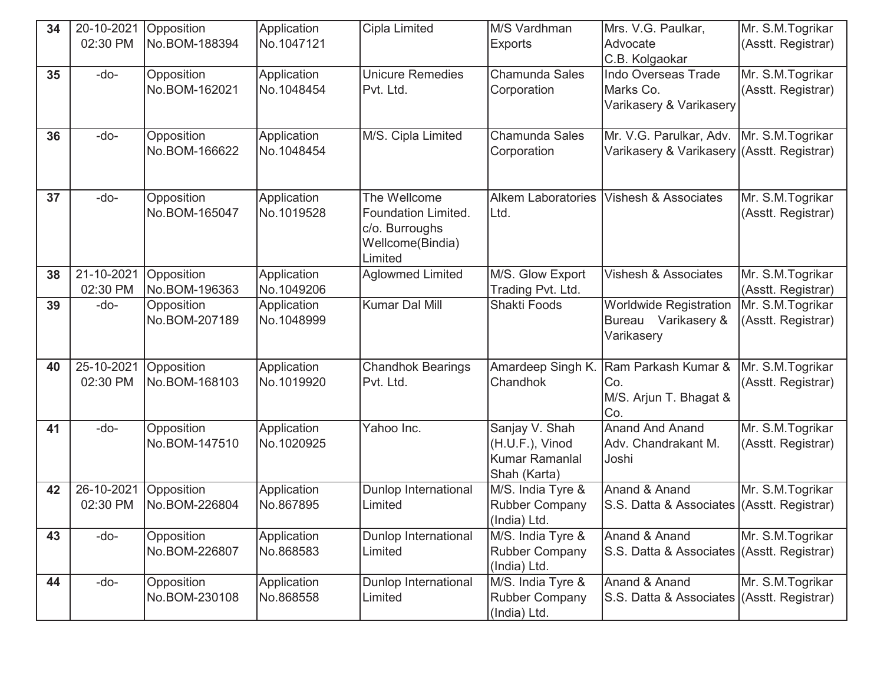| 34 | 20-10-2021 02:30 PM | Opposition No.BOM-188394 | Application No.1047121 | Cipla Limited | M/S Vardhman Exports | Mrs. V.G. Paulkar, Advocate C.B. Kolgaokar | Mr. S.M.Togrikar (Asstt. Registrar) |
|---|---|---|---|---|---|---|---|
| 35 | -do- | Opposition No.BOM-162021 | Application No.1048454 | Unicure Remedies Pvt. Ltd. | Chamunda Sales Corporation | Indo Overseas Trade Marks Co. Varikasery & Varikasery | Mr. S.M.Togrikar (Asstt. Registrar) |
| 36 | -do- | Opposition No.BOM-166622 | Application No.1048454 | M/S. Cipla Limited | Chamunda Sales Corporation | Mr. V.G. Parulkar, Adv. Varikasery & Varikasery | Mr. S.M.Togrikar (Asstt. Registrar) |
| 37 | -do- | Opposition No.BOM-165047 | Application No.1019528 | The Wellcome Foundation Limited. c/o. Burroughs Wellcome(Bindia) Limited | Alkem Laboratories Ltd. | Vishesh & Associates | Mr. S.M.Togrikar (Asstt. Registrar) |
| 38 | 21-10-2021 02:30 PM | Opposition No.BOM-196363 | Application No.1049206 | Aglowmed Limited | M/S. Glow Export Trading Pvt. Ltd. | Vishesh & Associates | Mr. S.M.Togrikar (Asstt. Registrar) |
| 39 | -do- | Opposition No.BOM-207189 | Application No.1048999 | Kumar Dal Mill | Shakti Foods | Worldwide Registration Bureau Varikasery & Varikasery | Mr. S.M.Togrikar (Asstt. Registrar) |
| 40 | 25-10-2021 02:30 PM | Opposition No.BOM-168103 | Application No.1019920 | Chandhok Bearings Pvt. Ltd. | Amardeep Singh K. Chandhok | Ram Parkash Kumar & Co. M/S. Arjun T. Bhagat & Co. | Mr. S.M.Togrikar (Asstt. Registrar) |
| 41 | -do- | Opposition No.BOM-147510 | Application No.1020925 | Yahoo Inc. | Sanjay V. Shah (H.U.F.), Vinod Kumar Ramanlal Shah (Karta) | Anand And Anand Adv. Chandrakant M. Joshi | Mr. S.M.Togrikar (Asstt. Registrar) |
| 42 | 26-10-2021 02:30 PM | Opposition No.BOM-226804 | Application No.867895 | Dunlop International Limited | M/S. India Tyre & Rubber Company (India) Ltd. | Anand & Anand S.S. Datta & Associates | Mr. S.M.Togrikar (Asstt. Registrar) |
| 43 | -do- | Opposition No.BOM-226807 | Application No.868583 | Dunlop International Limited | M/S. India Tyre & Rubber Company (India) Ltd. | Anand & Anand S.S. Datta & Associates | Mr. S.M.Togrikar (Asstt. Registrar) |
| 44 | -do- | Opposition No.BOM-230108 | Application No.868558 | Dunlop International Limited | M/S. India Tyre & Rubber Company (India) Ltd. | Anand & Anand S.S. Datta & Associates | Mr. S.M.Togrikar (Asstt. Registrar) |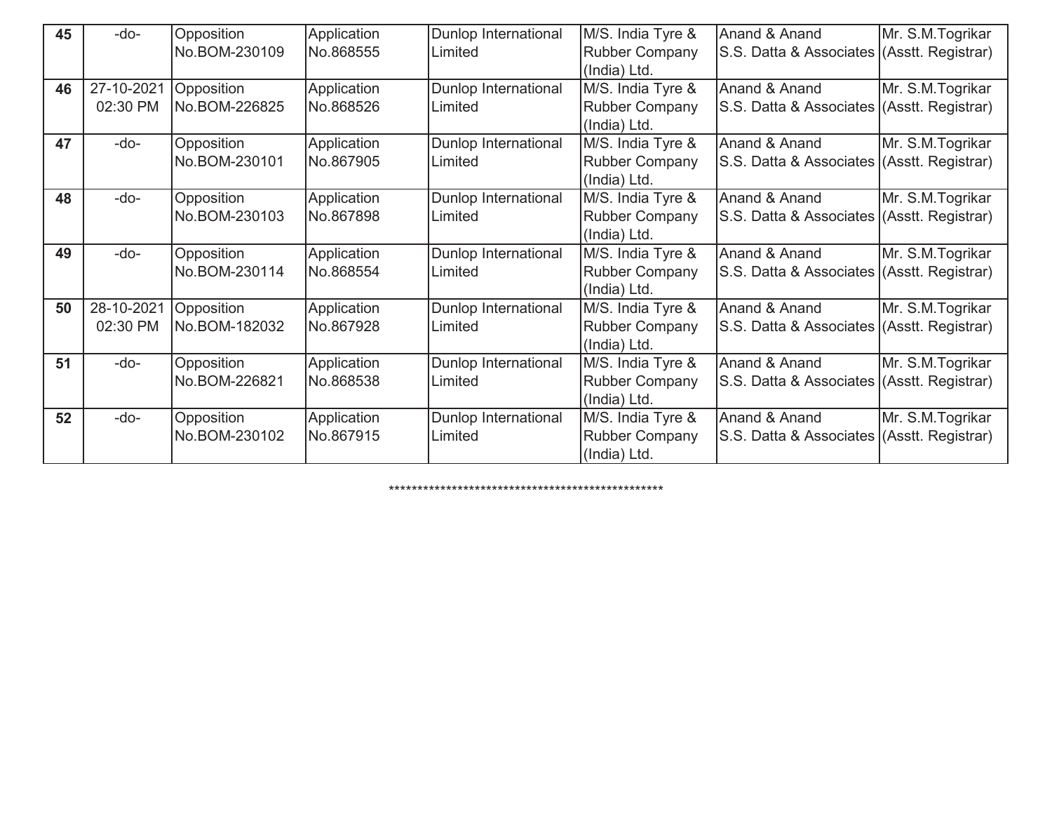| | | | | | | | |
|---|---|---|---|---|---|---|---|
| **45** | -do- | Opposition No.BOM-230109 | Application No.868555 | Dunlop International Limited | M/S. India Tyre & Rubber Company (India) Ltd. | Anand & Anand S.S. Datta & Associates | Mr. S.M.Togrikar (Asstt. Registrar) |
| **46** | 27-10-2021 02:30 PM | Opposition No.BOM-226825 | Application No.868526 | Dunlop International Limited | M/S. India Tyre & Rubber Company (India) Ltd. | Anand & Anand S.S. Datta & Associates | Mr. S.M.Togrikar (Asstt. Registrar) |
| **47** | -do- | Opposition No.BOM-230101 | Application No.867905 | Dunlop International Limited | M/S. India Tyre & Rubber Company (India) Ltd. | Anand & Anand S.S. Datta & Associates | Mr. S.M.Togrikar (Asstt. Registrar) |
| **48** | -do- | Opposition No.BOM-230103 | Application No.867898 | Dunlop International Limited | M/S. India Tyre & Rubber Company (India) Ltd. | Anand & Anand S.S. Datta & Associates | Mr. S.M.Togrikar (Asstt. Registrar) |
| **49** | -do- | Opposition No.BOM-230114 | Application No.868554 | Dunlop International Limited | M/S. India Tyre & Rubber Company (India) Ltd. | Anand & Anand S.S. Datta & Associates | Mr. S.M.Togrikar (Asstt. Registrar) |
| **50** | 28-10-2021 02:30 PM | Opposition No.BOM-182032 | Application No.867928 | Dunlop International Limited | M/S. India Tyre & Rubber Company (India) Ltd. | Anand & Anand S.S. Datta & Associates | Mr. S.M.Togrikar (Asstt. Registrar) |
| **51** | -do- | Opposition No.BOM-226821 | Application No.868538 | Dunlop International Limited | M/S. India Tyre & Rubber Company (India) Ltd. | Anand & Anand S.S. Datta & Associates | Mr. S.M.Togrikar (Asstt. Registrar) |
| **52** | -do- | Opposition No.BOM-230102 | Application No.867915 | Dunlop International Limited | M/S. India Tyre & Rubber Company (India) Ltd. | Anand & Anand S.S. Datta & Associates | Mr. S.M.Togrikar (Asstt. Registrar) |

**************************************************